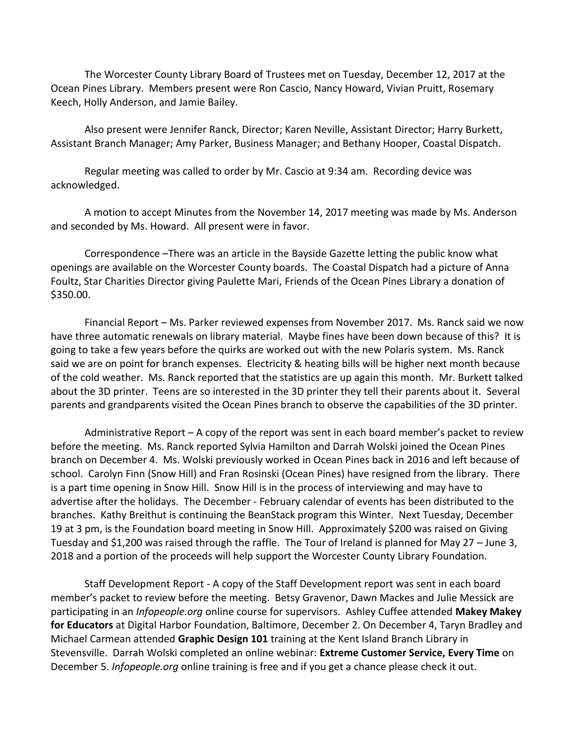The Worcester County Library Board of Trustees met on Tuesday, December 12, 2017 at the Ocean Pines Library. Members present were Ron Cascio, Nancy Howard, Vivian Pruitt, Rosemary Keech, Holly Anderson, and Jamie Bailey.

Also present were Jennifer Ranck, Director; Karen Neville, Assistant Director; Harry Burkett, Assistant Branch Manager; Amy Parker, Business Manager; and Bethany Hooper, Coastal Dispatch.

Regular meeting was called to order by Mr. Cascio at 9:34 am. Recording device was acknowledged.

A motion to accept Minutes from the November 14, 2017 meeting was made by Ms. Anderson and seconded by Ms. Howard. All present were in favor.

Correspondence –There was an article in the Bayside Gazette letting the public know what openings are available on the Worcester County boards. The Coastal Dispatch had a picture of Anna Foultz, Star Charities Director giving Paulette Mari, Friends of the Ocean Pines Library a donation of $350.00.

Financial Report – Ms. Parker reviewed expenses from November 2017. Ms. Ranck said we now have three automatic renewals on library material. Maybe fines have been down because of this? It is going to take a few years before the quirks are worked out with the new Polaris system. Ms. Ranck said we are on point for branch expenses. Electricity & heating bills will be higher next month because of the cold weather. Ms. Ranck reported that the statistics are up again this month. Mr. Burkett talked about the 3D printer. Teens are so interested in the 3D printer they tell their parents about it. Several parents and grandparents visited the Ocean Pines branch to observe the capabilities of the 3D printer.

Administrative Report – A copy of the report was sent in each board member's packet to review before the meeting. Ms. Ranck reported Sylvia Hamilton and Darrah Wolski joined the Ocean Pines branch on December 4. Ms. Wolski previously worked in Ocean Pines back in 2016 and left because of school. Carolyn Finn (Snow Hill) and Fran Rosinski (Ocean Pines) have resigned from the library. There is a part time opening in Snow Hill. Snow Hill is in the process of interviewing and may have to advertise after the holidays. The December - February calendar of events has been distributed to the branches. Kathy Breithut is continuing the BeanStack program this Winter. Next Tuesday, December 19 at 3 pm, is the Foundation board meeting in Snow Hill. Approximately $200 was raised on Giving Tuesday and $1,200 was raised through the raffle. The Tour of Ireland is planned for May 27 – June 3, 2018 and a portion of the proceeds will help support the Worcester County Library Foundation.

Staff Development Report - A copy of the Staff Development report was sent in each board member's packet to review before the meeting. Betsy Gravenor, Dawn Mackes and Julie Messick are participating in an *Infopeople.org* online course for supervisors. Ashley Cuffee attended **Makey Makey for Educators** at Digital Harbor Foundation, Baltimore, December 2. On December 4, Taryn Bradley and Michael Carmean attended **Graphic Design 101** training at the Kent Island Branch Library in Stevensville. Darrah Wolski completed an online webinar: **Extreme Customer Service, Every Time** on December 5. *Infopeople.org* online training is free and if you get a chance please check it out.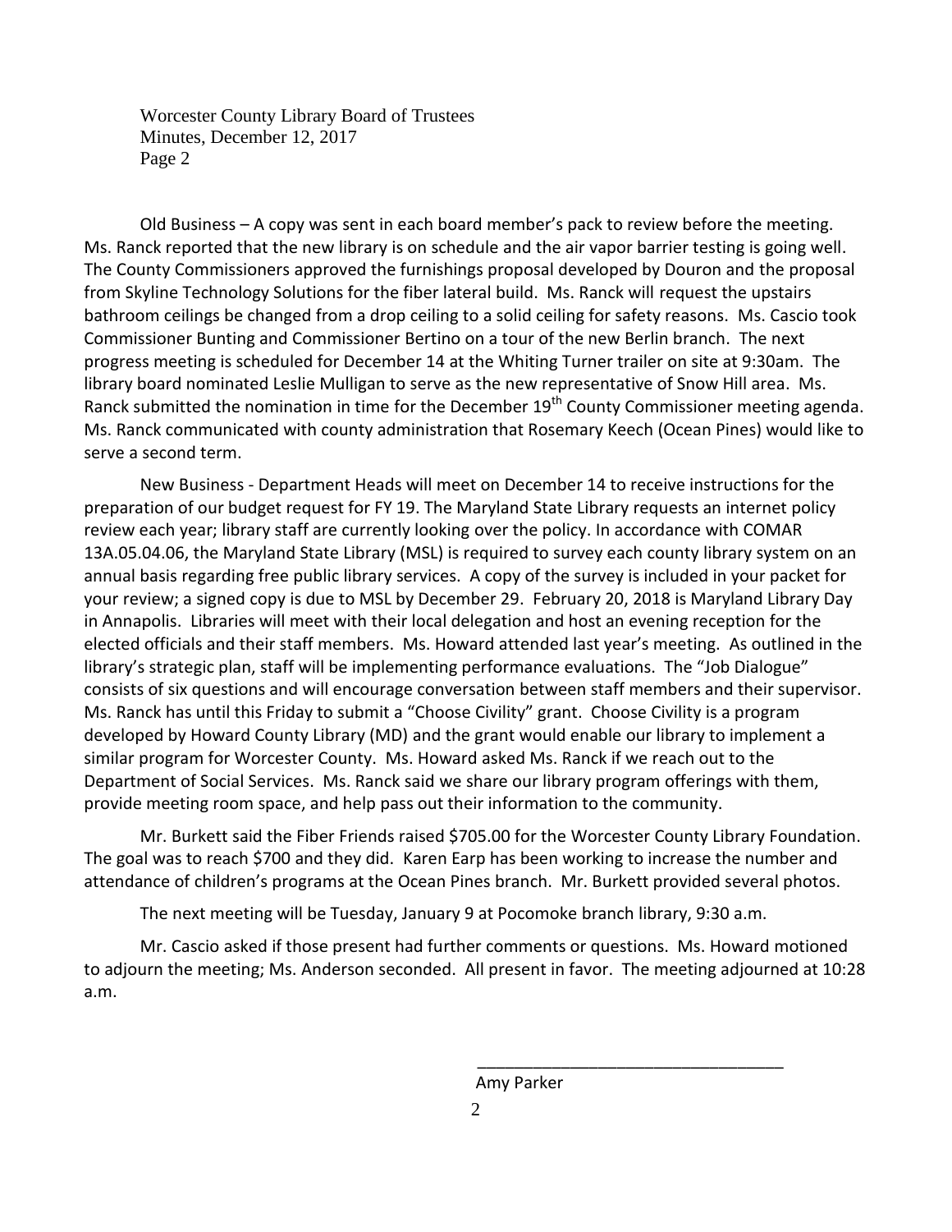Old Business – A copy was sent in each board member's pack to review before the meeting. Ms. Ranck reported that the new library is on schedule and the air vapor barrier testing is going well. The County Commissioners approved the furnishings proposal developed by Douron and the proposal from Skyline Technology Solutions for the fiber lateral build. Ms. Ranck will request the upstairs bathroom ceilings be changed from a drop ceiling to a solid ceiling for safety reasons. Ms. Cascio took Commissioner Bunting and Commissioner Bertino on a tour of the new Berlin branch. The next progress meeting is scheduled for December 14 at the Whiting Turner trailer on site at 9:30am. The library board nominated Leslie Mulligan to serve as the new representative of Snow Hill area. Ms. Ranck submitted the nomination in time for the December 19th County Commissioner meeting agenda. Ms. Ranck communicated with county administration that Rosemary Keech (Ocean Pines) would like to serve a second term.

New Business - Department Heads will meet on December 14 to receive instructions for the preparation of our budget request for FY 19. The Maryland State Library requests an internet policy review each year; library staff are currently looking over the policy. In accordance with COMAR 13A.05.04.06, the Maryland State Library (MSL) is required to survey each county library system on an annual basis regarding free public library services. A copy of the survey is included in your packet for your review; a signed copy is due to MSL by December 29. February 20, 2018 is Maryland Library Day in Annapolis. Libraries will meet with their local delegation and host an evening reception for the elected officials and their staff members. Ms. Howard attended last year's meeting. As outlined in the library's strategic plan, staff will be implementing performance evaluations. The "Job Dialogue" consists of six questions and will encourage conversation between staff members and their supervisor. Ms. Ranck has until this Friday to submit a "Choose Civility" grant. Choose Civility is a program developed by Howard County Library (MD) and the grant would enable our library to implement a similar program for Worcester County. Ms. Howard asked Ms. Ranck if we reach out to the Department of Social Services. Ms. Ranck said we share our library program offerings with them, provide meeting room space, and help pass out their information to the community.

Mr. Burkett said the Fiber Friends raised $705.00 for the Worcester County Library Foundation. The goal was to reach $700 and they did. Karen Earp has been working to increase the number and attendance of children's programs at the Ocean Pines branch. Mr. Burkett provided several photos.

The next meeting will be Tuesday, January 9 at Pocomoke branch library, 9:30 a.m.

Mr. Cascio asked if those present had further comments or questions. Ms. Howard motioned to adjourn the meeting; Ms. Anderson seconded. All present in favor. The meeting adjourned at 10:28 a.m.

\_\_\_\_\_\_\_\_\_\_\_\_\_\_\_\_\_\_\_\_\_\_\_\_\_\_\_\_\_\_\_\_\_\_

Amy Parker